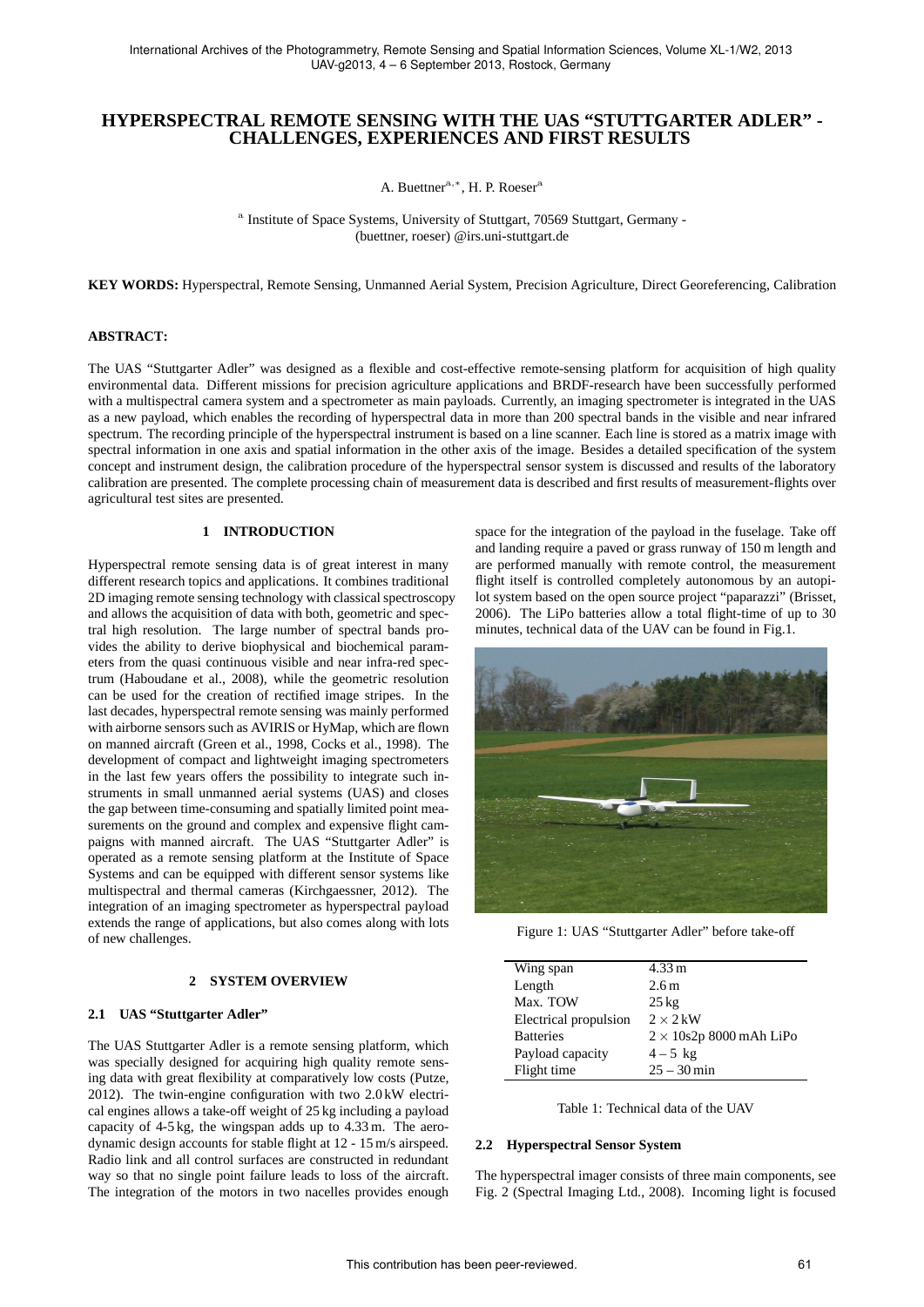# HYPERSPECTRAL REMOTE SENSING WITH THE UAS "STUTTGARTER ADLER" - CHALLENGES, EXPERIENCES AND FIRST RESULTS

A. Buettner[a,*], H. P. Roeser[a]

[a] Institute of Space Systems, University of Stuttgart, 70569 Stuttgart, Germany - (buettner, roeser) @irs.uni-stuttgart.de

**KEY WORDS:** Hyperspectral, Remote Sensing, Unmanned Aerial System, Precision Agriculture, Direct Georeferencing, Calibration

**ABSTRACT:**

The UAS "Stuttgarter Adler" was designed as a flexible and cost-effective remote-sensing platform for acquisition of high quality environmental data. Different missions for precision agriculture applications and BRDF-research have been successfully performed with a multispectral camera system and a spectrometer as main payloads. Currently, an imaging spectrometer is integrated in the UAS as a new payload, which enables the recording of hyperspectral data in more than 200 spectral bands in the visible and near infrared spectrum. The recording principle of the hyperspectral instrument is based on a line scanner. Each line is stored as a matrix image with spectral information in one axis and spatial information in the other axis of the image. Besides a detailed specification of the system concept and instrument design, the calibration procedure of the hyperspectral sensor system is discussed and results of the laboratory calibration are presented. The complete processing chain of measurement data is described and first results of measurement-flights over agricultural test sites are presented.

## 1 INTRODUCTION

Hyperspectral remote sensing data is of great interest in many different research topics and applications. It combines traditional 2D imaging remote sensing technology with classical spectroscopy and allows the acquisition of data with both, geometric and spectral high resolution. The large number of spectral bands provides the ability to derive biophysical and biochemical parameters from the quasi continuous visible and near infra-red spectrum (Haboudane et al., 2008), while the geometric resolution can be used for the creation of rectified image stripes. In the last decades, hyperspectral remote sensing was mainly performed with airborne sensors such as AVIRIS or HyMap, which are flown on manned aircraft (Green et al., 1998, Cocks et al., 1998). The development of compact and lightweight imaging spectrometers in the last few years offers the possibility to integrate such instruments in small unmanned aerial systems (UAS) and closes the gap between time-consuming and spatially limited point measurements on the ground and complex and expensive flight campaigns with manned aircraft. The UAS "Stuttgarter Adler" is operated as a remote sensing platform at the Institute of Space Systems and can be equipped with different sensor systems like multispectral and thermal cameras (Kirchgaessner, 2012). The integration of an imaging spectrometer as hyperspectral payload extends the range of applications, but also comes along with lots of new challenges.

## 2 SYSTEM OVERVIEW

### 2.1 UAS "Stuttgarter Adler"

The UAS Stuttgarter Adler is a remote sensing platform, which was specially designed for acquiring high quality remote sensing data with great flexibility at comparatively low costs (Putze, 2012). The twin-engine configuration with two 2.0 kW electrical engines allows a take-off weight of 25 kg including a payload capacity of 4-5 kg, the wingspan adds up to 4.33 m. The aerodynamic design accounts for stable flight at 12 - 15 m/s airspeed. Radio link and all control surfaces are constructed in redundant way so that no single point failure leads to loss of the aircraft. The integration of the motors in two nacelles provides enough space for the integration of the payload in the fuselage. Take off and landing require a paved or grass runway of 150 m length and are performed manually with remote control, the measurement flight itself is controlled completely autonomous by an autopilot system based on the open source project "paparazzi" (Brisset, 2006). The LiPo batteries allow a total flight-time of up to 30 minutes, technical data of the UAV can be found in Fig.1.

Figure 1: UAS "Stuttgarter Adler" before take-off

| | |
|---|---|
| Wing span | 4.33 m |
| Length | 2.6 m |
| Max. TOW | 25 kg |
| Electrical propulsion | $2 \times 2$ kW |
| Batteries | $2 \times$ 10s2p 8000 mAh LiPo |
| Payload capacity | $4 - 5$ kg |
| Flight time | $25 - 30$ min |

Table 1: Technical data of the UAV

### 2.2 Hyperspectral Sensor System

The hyperspectral imager consists of three main components, see Fig. 2 (Spectral Imaging Ltd., 2008). Incoming light is focused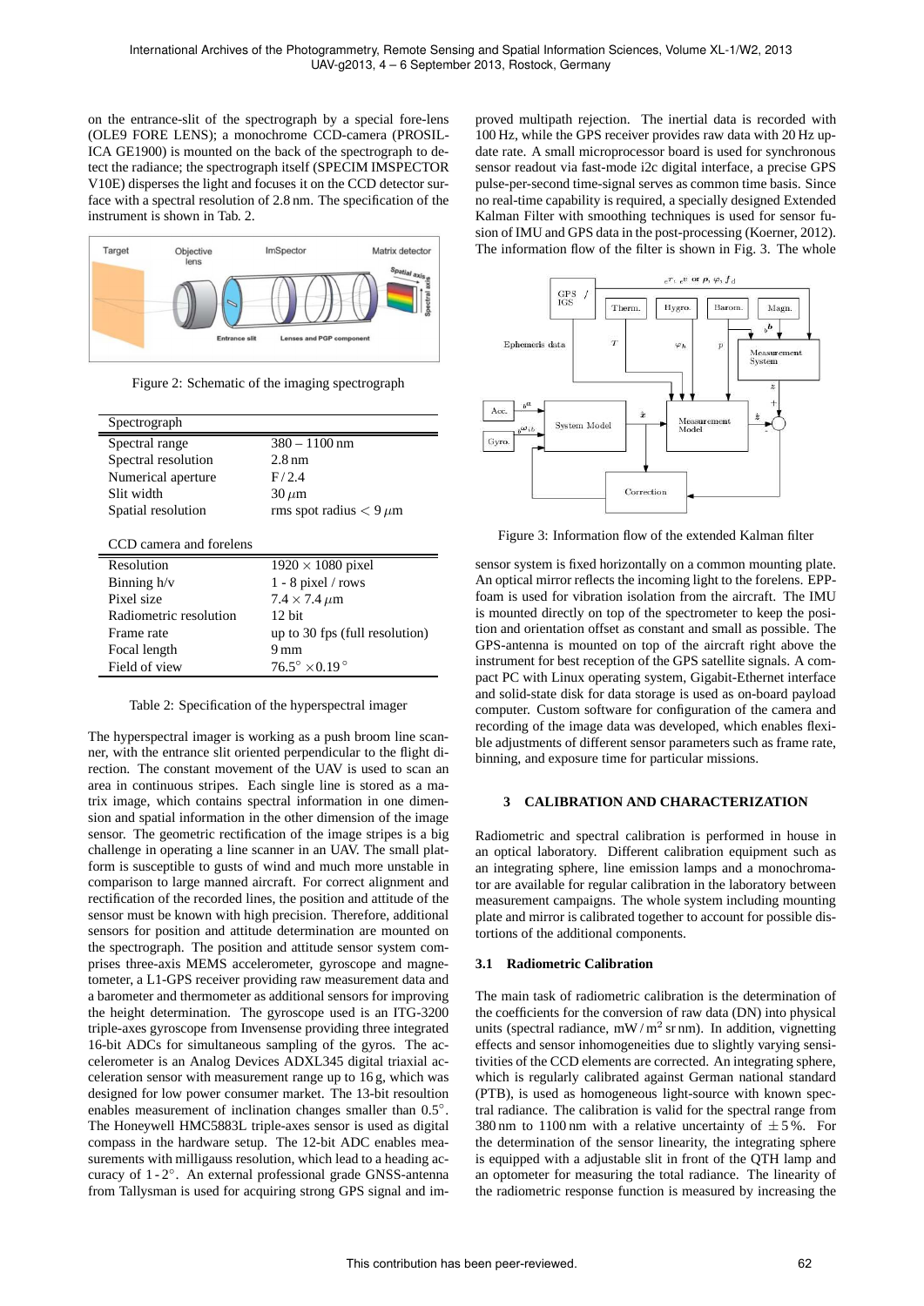on the entrance-slit of the spectrograph by a special fore-lens (OLE9 FORE LENS); a monochrome CCD-camera (PROSILICA GE1900) is mounted on the back of the spectrograph to detect the radiance; the spectrograph itself (SPECIM IMSPECTOR V10E) disperses the light and focuses it on the CCD detector surface with a spectral resolution of 2.8 nm. The specification of the instrument is shown in Tab. 2.

Figure 2: Schematic of the imaging spectrograph

| Spectrograph | |
|---|---|
| Spectral range | 380 – 1100 nm |
| Spectral resolution | 2.8 nm |
| Numerical aperture | F / 2.4 |
| Slit width | 30 $\mu$m |
| Spatial resolution | rms spot radius $< 9\,\mu$m |
| **CCD camera and forelens** | |
| Resolution | $1920 \times 1080$ pixel |
| Binning h/v | 1 - 8 pixel / rows |
| Pixel size | $7.4 \times 7.4\,\mu$m |
| Radiometric resolution | 12 bit |
| Frame rate | up to 30 fps (full resolution) |
| Focal length | 9 mm |
| Field of view | $76.5^\circ \times 0.19^\circ$ |

Table 2: Specification of the hyperspectral imager

The hyperspectral imager is working as a push broom line scanner, with the entrance slit oriented perpendicular to the flight direction. The constant movement of the UAV is used to scan an area in continuous stripes. Each single line is stored as a matrix image, which contains spectral information in one dimension and spatial information in the other dimension of the image sensor. The geometric rectification of the image stripes is a big challenge in operating a line scanner in an UAV. The small platform is susceptible to gusts of wind and much more unstable in comparison to large manned aircraft. For correct alignment and rectification of the recorded lines, the position and attitude of the sensor must be known with high precision. Therefore, additional sensors for position and attitude determination are mounted on the spectrograph. The position and attitude sensor system comprises three-axis MEMS accelerometer, gyroscope and magnetometer, a L1-GPS receiver providing raw measurement data and a barometer and thermometer as additional sensors for improving the height determination. The gyroscope used is an ITG-3200 triple-axes gyroscope from Invensense providing three integrated 16-bit ADCs for simultaneous sampling of the gyros. The accelerometer is an Analog Devices ADXL345 digital triaxial acceleration sensor with measurement range up to 16 g, which was designed for low power consumer market. The 13-bit resoultion enables measurement of inclination changes smaller than $0.5^\circ$. The Honeywell HMC5883L triple-axes sensor is used as digital compass in the hardware setup. The 12-bit ADC enables measurements with milligauss resolution, which lead to a heading accuracy of 1 - $2^\circ$. An external professional grade GNSS-antenna from Tallysman is used for acquiring strong GPS signal and improved multipath rejection. The inertial data is recorded with 100 Hz, while the GPS receiver provides raw data with 20 Hz update rate. A small microprocessor board is used for synchronous sensor readout via fast-mode i2c digital interface, a precise GPS pulse-per-second time-signal serves as common time basis. Since no real-time capability is required, a specially designed Extended Kalman Filter with smoothing techniques is used for sensor fusion of IMU and GPS data in the post-processing (Koerner, 2012). The information flow of the filter is shown in Fig. 3. The whole

Figure 3: Information flow of the extended Kalman filter

sensor system is fixed horizontally on a common mounting plate. An optical mirror reflects the incoming light to the forelens. EPP-foam is used for vibration isolation from the aircraft. The IMU is mounted directly on top of the spectrometer to keep the position and orientation offset as constant and small as possible. The GPS-antenna is mounted on top of the aircraft right above the instrument for best reception of the GPS satellite signals. A compact PC with Linux operating system, Gigabit-Ethernet interface and solid-state disk for data storage is used as on-board payload computer. Custom software for configuration of the camera and recording of the image data was developed, which enables flexible adjustments of different sensor parameters such as frame rate, binning, and exposure time for particular missions.

## 3 CALIBRATION AND CHARACTERIZATION

Radiometric and spectral calibration is performed in house in an optical laboratory. Different calibration equipment such as an integrating sphere, line emission lamps and a monochromator are available for regular calibration in the laboratory between measurement campaigns. The whole system including mounting plate and mirror is calibrated together to account for possible distortions of the additional components.

### 3.1 Radiometric Calibration

The main task of radiometric calibration is the determination of the coefficients for the conversion of raw data (DN) into physical units (spectral radiance, mW / m$^2$ sr nm). In addition, vignetting effects and sensor inhomogeneities due to slightly varying sensitivities of the CCD elements are corrected. An integrating sphere, which is regularly calibrated against German national standard (PTB), is used as homogeneous light-source with known spectral radiance. The calibration is valid for the spectral range from 380 nm to 1100 nm with a relative uncertainty of $\pm 5$ %. For the determination of the sensor linearity, the integrating sphere is equipped with a adjustable slit in front of the QTH lamp and an optometer for measuring the total radiance. The linearity of the radiometric response function is measured by increasing the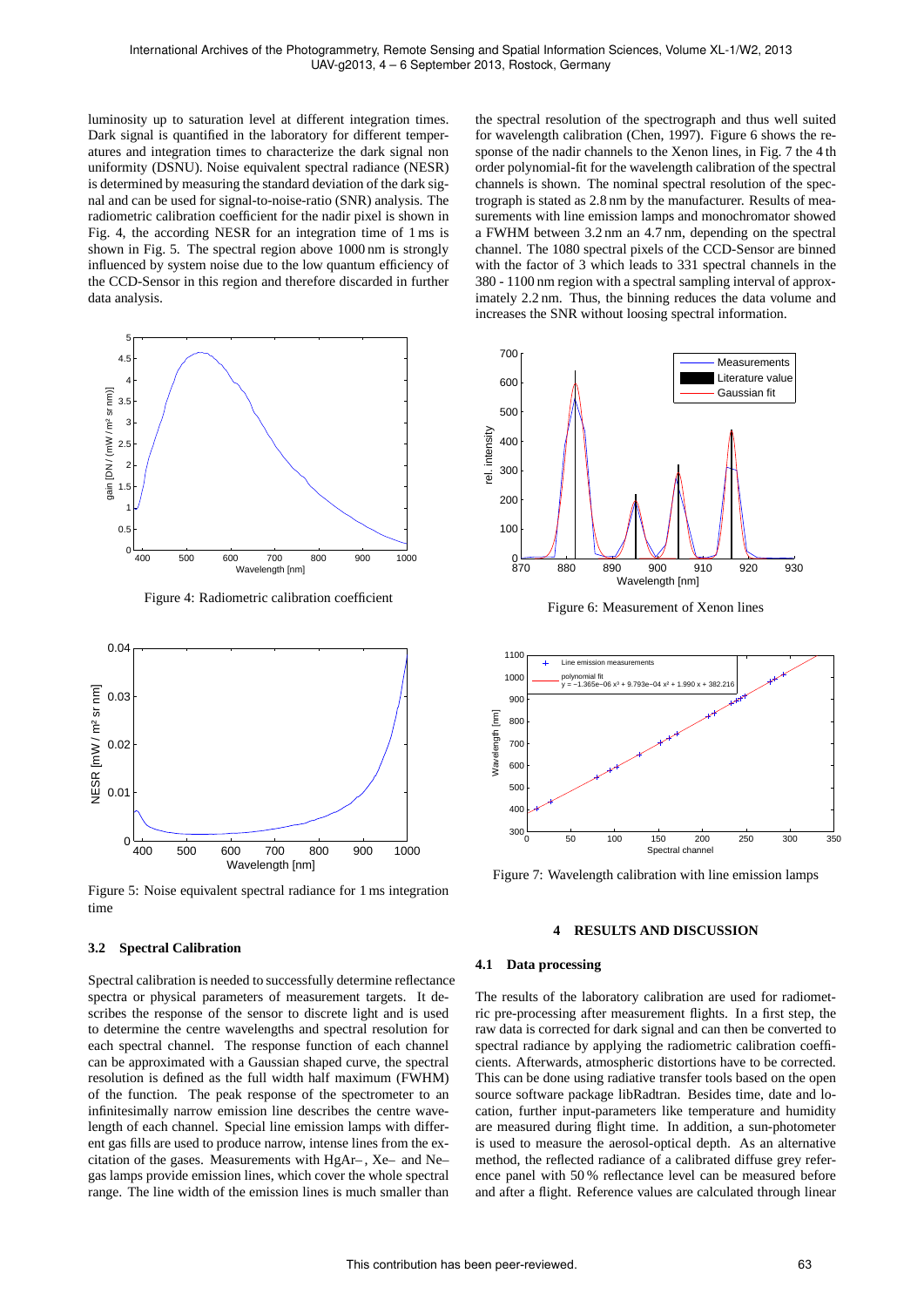luminosity up to saturation level at different integration times. Dark signal is quantified in the laboratory for different temperatures and integration times to characterize the dark signal non uniformity (DSNU). Noise equivalent spectral radiance (NESR) is determined by measuring the standard deviation of the dark signal and can be used for signal-to-noise-ratio (SNR) analysis. The radiometric calibration coefficient for the nadir pixel is shown in Fig. 4, the according NESR for an integration time of 1 ms is shown in Fig. 5. The spectral region above 1000 nm is strongly influenced by system noise due to the low quantum efficiency of the CCD-Sensor in this region and therefore discarded in further data analysis.

Figure 4: Radiometric calibration coefficient

Figure 5: Noise equivalent spectral radiance for 1 ms integration time

### 3.2 Spectral Calibration

Spectral calibration is needed to successfully determine reflectance spectra or physical parameters of measurement targets. It describes the response of the sensor to discrete light and is used to determine the centre wavelengths and spectral resolution for each spectral channel. The response function of each channel can be approximated with a Gaussian shaped curve, the spectral resolution is defined as the full width half maximum (FWHM) of the function. The peak response of the spectrometer to an infinitesimally narrow emission line describes the centre wavelength of each channel. Special line emission lamps with different gas fills are used to produce narrow, intense lines from the excitation of the gases. Measurements with HgAr–, Xe– and Ne–gas lamps provide emission lines, which cover the whole spectral range. The line width of the emission lines is much smaller than the spectral resolution of the spectrograph and thus well suited for wavelength calibration (Chen, 1997). Figure 6 shows the response of the nadir channels to the Xenon lines, in Fig. 7 the 4 th order polynomial-fit for the wavelength calibration of the spectral channels is shown. The nominal spectral resolution of the spectrograph is stated as 2.8 nm by the manufacturer. Results of measurements with line emission lamps and monochromator showed a FWHM between 3.2 nm an 4.7 nm, depending on the spectral channel. The 1080 spectral pixels of the CCD-Sensor are binned with the factor of 3 which leads to 331 spectral channels in the 380 - 1100 nm region with a spectral sampling interval of approximately 2.2 nm. Thus, the binning reduces the data volume and increases the SNR without loosing spectral information.

Figure 6: Measurement of Xenon lines

Figure 7: Wavelength calibration with line emission lamps

## 4 RESULTS AND DISCUSSION

### 4.1 Data processing

The results of the laboratory calibration are used for radiometric pre-processing after measurement flights. In a first step, the raw data is corrected for dark signal and can then be converted to spectral radiance by applying the radiometric calibration coefficients. Afterwards, atmospheric distortions have to be corrected. This can be done using radiative transfer tools based on the open source software package libRadtran. Besides time, date and location, further input-parameters like temperature and humidity are measured during flight time. In addition, a sun-photometer is used to measure the aerosol-optical depth. As an alternative method, the reflected radiance of a calibrated diffuse grey reference panel with 50 % reflectance level can be measured before and after a flight. Reference values are calculated through linear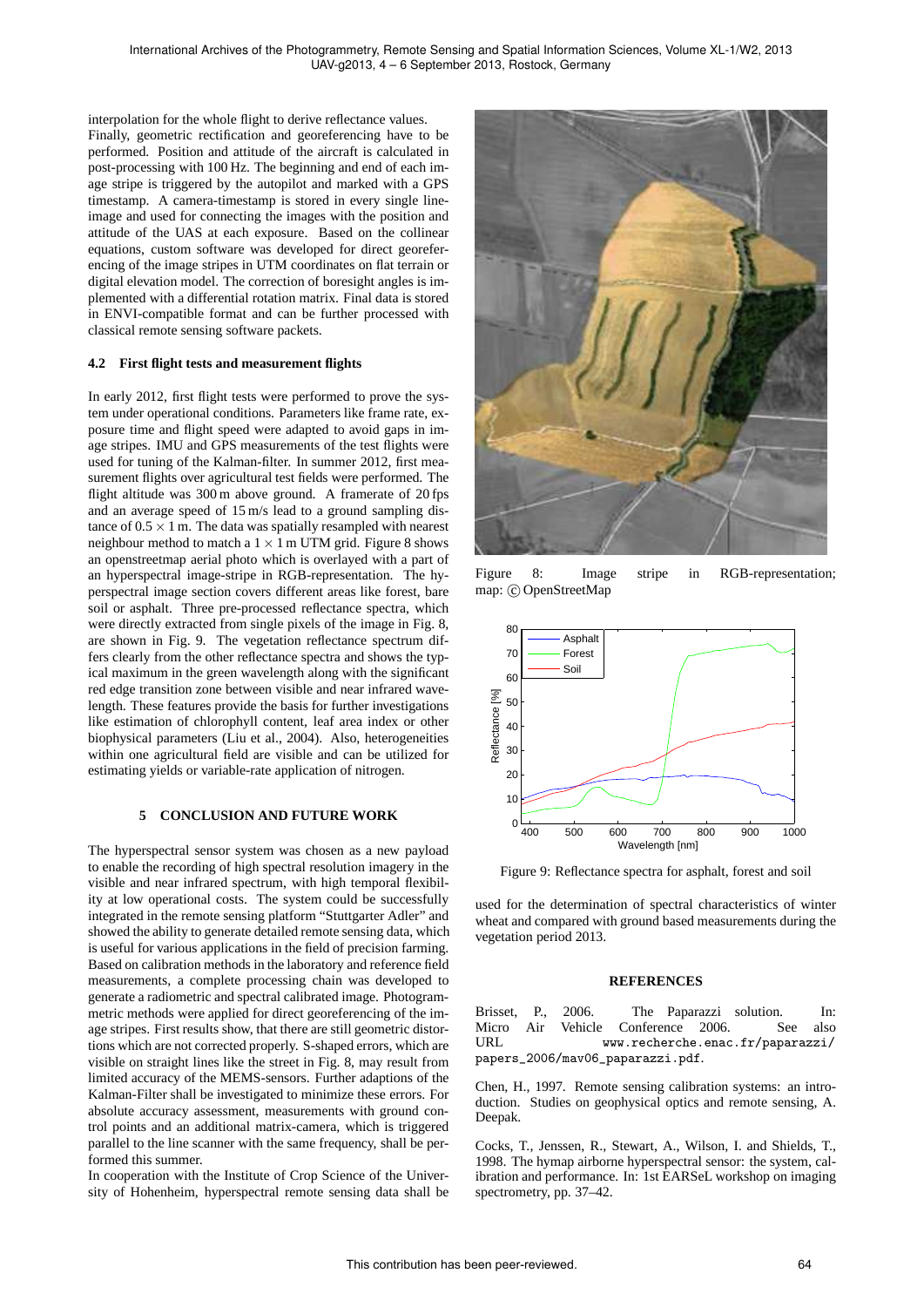interpolation for the whole flight to derive reflectance values. Finally, geometric rectification and georeferencing have to be performed. Position and attitude of the aircraft is calculated in post-processing with 100 Hz. The beginning and end of each image stripe is triggered by the autopilot and marked with a GPS timestamp. A camera-timestamp is stored in every single line-image and used for connecting the images with the position and attitude of the UAS at each exposure. Based on the collinear equations, custom software was developed for direct georeferencing of the image stripes in UTM coordinates on flat terrain or digital elevation model. The correction of boresight angles is implemented with a differential rotation matrix. Final data is stored in ENVI-compatible format and can be further processed with classical remote sensing software packets.

### 4.2 First flight tests and measurement flights

In early 2012, first flight tests were performed to prove the system under operational conditions. Parameters like frame rate, exposure time and flight speed were adapted to avoid gaps in image stripes. IMU and GPS measurements of the test flights were used for tuning of the Kalman-filter. In summer 2012, first measurement flights over agricultural test fields were performed. The flight altitude was 300 m above ground. A framerate of 20 fps and an average speed of 15 m/s lead to a ground sampling distance of $0.5 \times 1$ m. The data was spatially resampled with nearest neighbour method to match a $1 \times 1$ m UTM grid. Figure 8 shows an openstreetmap aerial photo which is overlayed with a part of an hyperspectral image-stripe in RGB-representation. The hyperspectral image section covers different areas like forest, bare soil or asphalt. Three pre-processed reflectance spectra, which were directly extracted from single pixels of the image in Fig. 8, are shown in Fig. 9. The vegetation reflectance spectrum differs clearly from the other reflectance spectra and shows the typical maximum in the green wavelength along with the significant red edge transition zone between visible and near infrared wavelength. These features provide the basis for further investigations like estimation of chlorophyll content, leaf area index or other biophysical parameters (Liu et al., 2004). Also, heterogeneities within one agricultural field are visible and can be utilized for estimating yields or variable-rate application of nitrogen.

Figure 8: Image stripe in RGB-representation; map: © OpenStreetMap

Figure 9: Reflectance spectra for asphalt, forest and soil

## 5 CONCLUSION AND FUTURE WORK

The hyperspectral sensor system was chosen as a new payload to enable the recording of high spectral resolution imagery in the visible and near infrared spectrum, with high temporal flexibility at low operational costs. The system could be successfully integrated in the remote sensing platform "Stuttgarter Adler" and showed the ability to generate detailed remote sensing data, which is useful for various applications in the field of precision farming. Based on calibration methods in the laboratory and reference field measurements, a complete processing chain was developed to generate a radiometric and spectral calibrated image. Photogrammetric methods were applied for direct georeferencing of the image stripes. First results show, that there are still geometric distortions which are not corrected properly. S-shaped errors, which are visible on straight lines like the street in Fig. 8, may result from limited accuracy of the MEMS-sensors. Further adaptions of the Kalman-Filter shall be investigated to minimize these errors. For absolute accuracy assessment, measurements with ground control points and an additional matrix-camera, which is triggered parallel to the line scanner with the same frequency, shall be performed this summer.

In cooperation with the Institute of Crop Science of the University of Hohenheim, hyperspectral remote sensing data shall be used for the determination of spectral characteristics of winter wheat and compared with ground based measurements during the vegetation period 2013.

## REFERENCES

Brisset, P., 2006. The Paparazzi solution. In: Micro Air Vehicle Conference 2006. See also URL `www.recherche.enac.fr/paparazzi/papers_2006/mav06_paparazzi.pdf`.

Chen, H., 1997. Remote sensing calibration systems: an introduction. Studies on geophysical optics and remote sensing, A. Deepak.

Cocks, T., Jenssen, R., Stewart, A., Wilson, I. and Shields, T., 1998. The hymap airborne hyperspectral sensor: the system, calibration and performance. In: 1st EARSeL workshop on imaging spectrometry, pp. 37–42.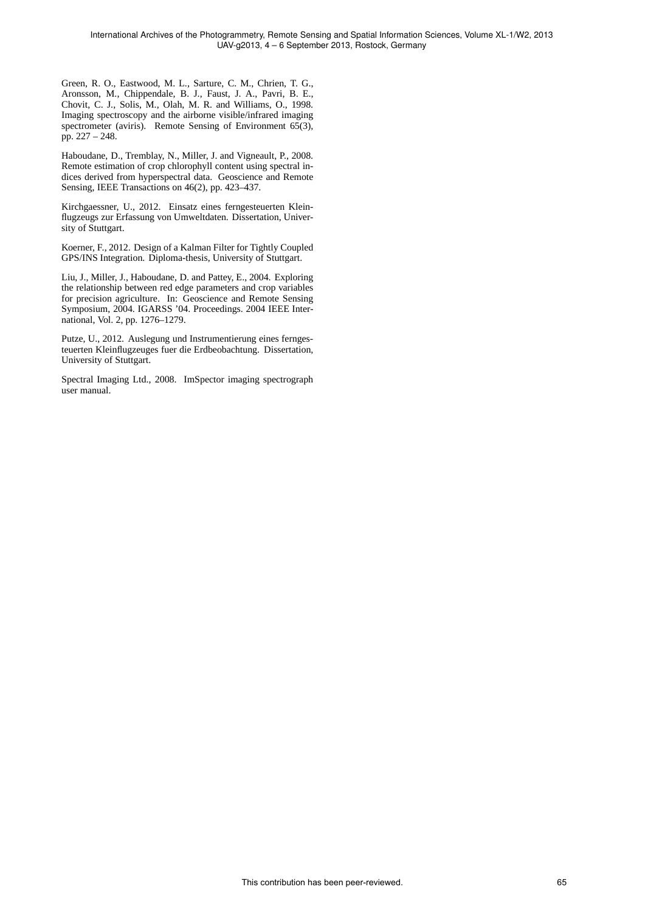Green, R. O., Eastwood, M. L., Sarture, C. M., Chrien, T. G., Aronsson, M., Chippendale, B. J., Faust, J. A., Pavri, B. E., Chovit, C. J., Solis, M., Olah, M. R. and Williams, O., 1998. Imaging spectroscopy and the airborne visible/infrared imaging spectrometer (aviris). Remote Sensing of Environment 65(3), pp. 227 – 248.

Haboudane, D., Tremblay, N., Miller, J. and Vigneault, P., 2008. Remote estimation of crop chlorophyll content using spectral indices derived from hyperspectral data. Geoscience and Remote Sensing, IEEE Transactions on 46(2), pp. 423–437.

Kirchgaessner, U., 2012. Einsatz eines ferngesteuerten Kleinflugzeugs zur Erfassung von Umweltdaten. Dissertation, University of Stuttgart.

Koerner, F., 2012. Design of a Kalman Filter for Tightly Coupled GPS/INS Integration. Diploma-thesis, University of Stuttgart.

Liu, J., Miller, J., Haboudane, D. and Pattey, E., 2004. Exploring the relationship between red edge parameters and crop variables for precision agriculture. In: Geoscience and Remote Sensing Symposium, 2004. IGARSS '04. Proceedings. 2004 IEEE International, Vol. 2, pp. 1276–1279.

Putze, U., 2012. Auslegung und Instrumentierung eines ferngesteuerten Kleinflugzeuges fuer die Erdbeobachtung. Dissertation, University of Stuttgart.

Spectral Imaging Ltd., 2008. ImSpector imaging spectrograph user manual.